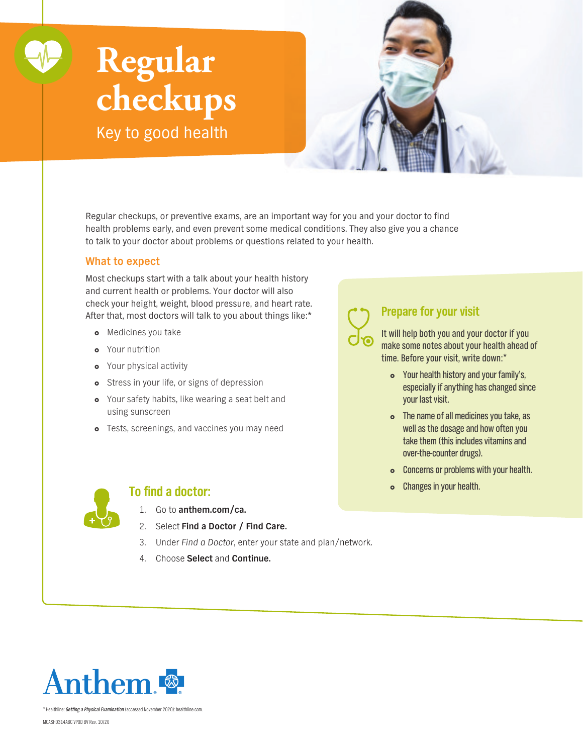# Regular checkups

Key to good health

Regular checkups, or preventive exams, are an important way for you and your doctor to find health problems early, and even prevent some medical conditions. They also give you a chance to talk to your doctor about problems or questions related to your health.

## What to expect

Most checkups start with a talk about your health history and current health or problems. Your doctor will also check your height, weight, blood pressure, and heart rate. After that, most doctors will talk to you about things like:*

- Medicines you take
- Your nutrition
- Your physical activity
- Stress in your life, or signs of depression
- Your safety habits, like wearing a seat belt and using sunscreen
- Tests, screenings, and vaccines you may need

## Prepare for your visit

It will help both you and your doctor if you make some notes about your health ahead of time. Before your visit, write down:*

- Your health history and your family's, especially if anything has changed since your last visit.
- The name of all medicines you take, as well as the dosage and how often you take them (this includes vitamins and over-the-counter drugs).
- Concerns or problems with your health.
- Changes in your health.

## To find a doctor:

1. Go to **anthem.com/ca.**
2. Select **Find a Doctor / Find Care.**
3. Under *Find a Doctor*, enter your state and plan/network.
4. Choose **Select** and **Continue.**

Anthem

* Healthline: *Getting a Physical Examination* (accessed November 2020): healthline.com.

MCASH0314ABC VPOD BV Rev. 10/20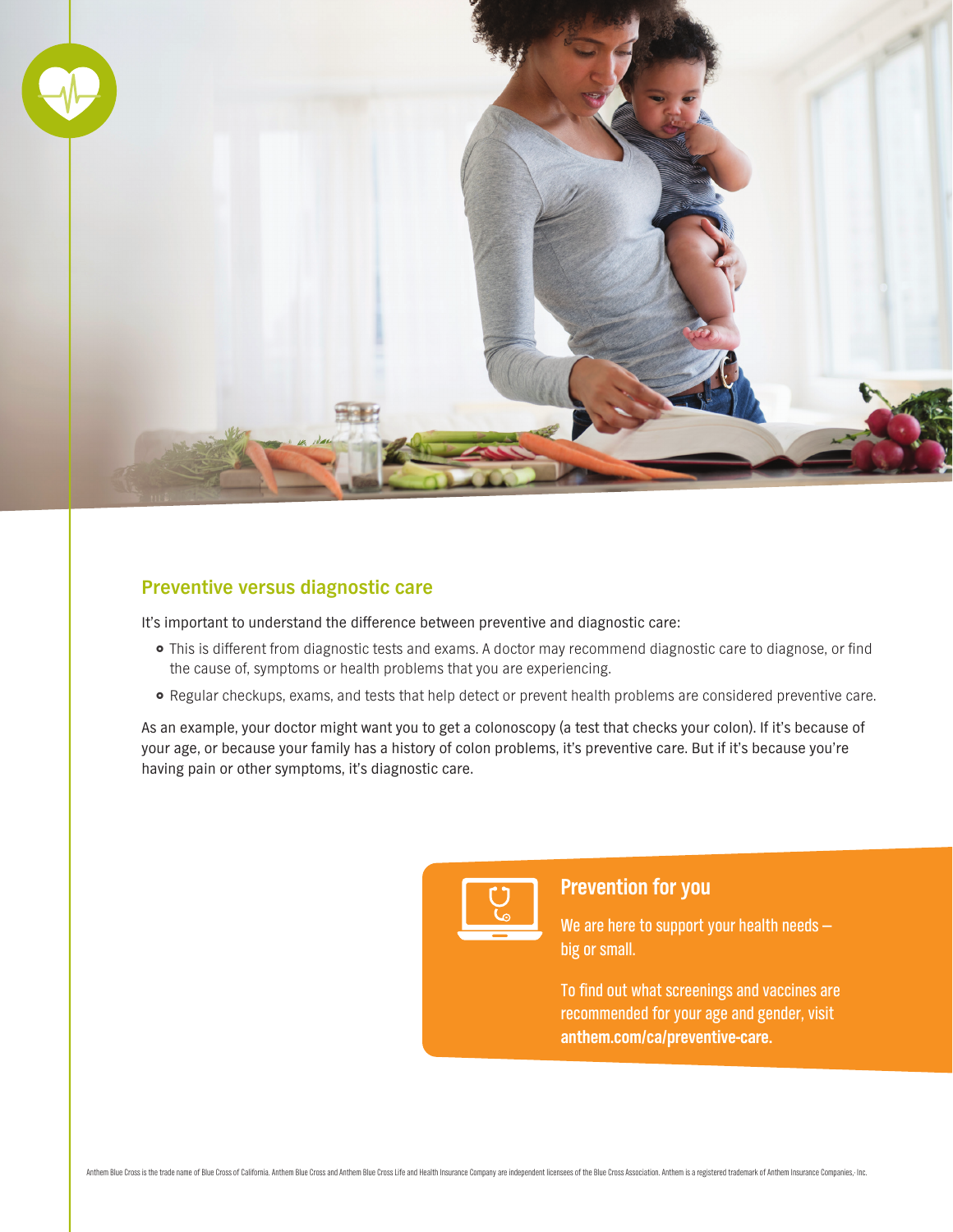## Preventive versus diagnostic care

It's important to understand the difference between preventive and diagnostic care:

- This is different from diagnostic tests and exams. A doctor may recommend diagnostic care to diagnose, or find the cause of, symptoms or health problems that you are experiencing.
- Regular checkups, exams, and tests that help detect or prevent health problems are considered preventive care.

As an example, your doctor might want you to get a colonoscopy (a test that checks your colon). If it's because of your age, or because your family has a history of colon problems, it's preventive care. But if it's because you're having pain or other symptoms, it's diagnostic care.

### Prevention for you

We are here to support your health needs — big or small.

To find out what screenings and vaccines are recommended for your age and gender, visit **anthem.com/ca/preventive-care.**

Anthem Blue Cross is the trade name of Blue Cross of California. Anthem Blue Cross and Anthem Blue Cross Life and Health Insurance Company are independent licensees of the Blue Cross Association. Anthem is a registered trademark of Anthem Insurance Companies, Inc.